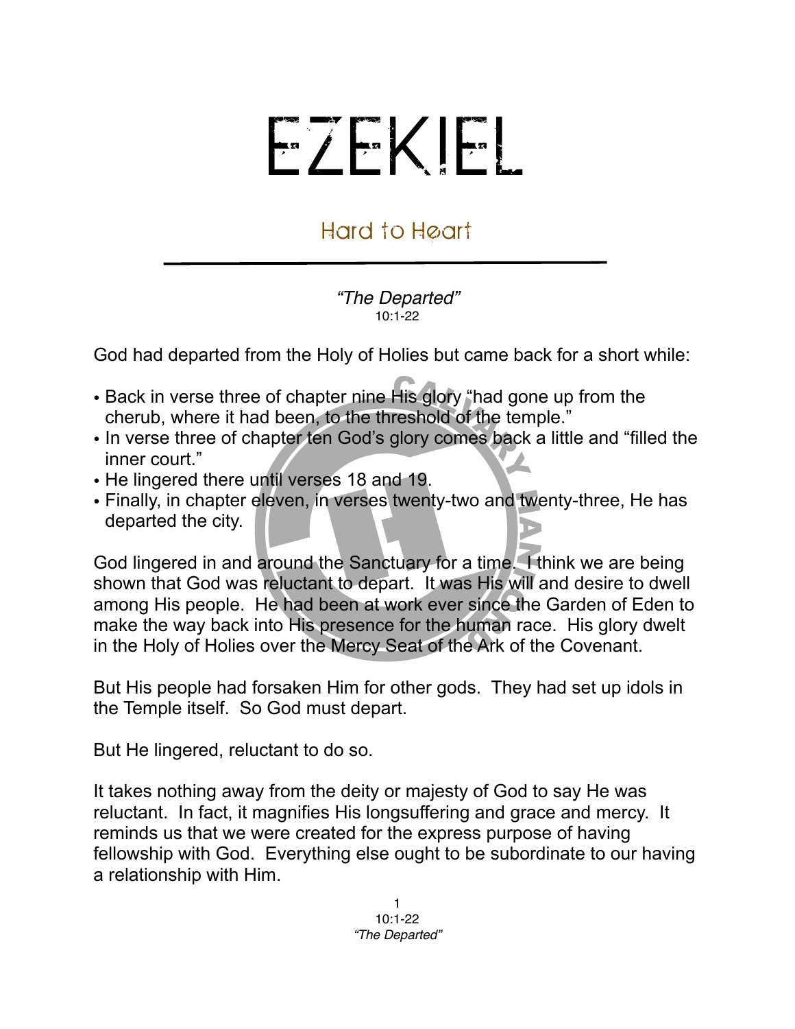# EZEKIEL

## Hard to Heart

*"The Departed"*
10:1-22

God had departed from the Holy of Holies but came back for a short while:

- Back in verse three of chapter nine His glory "had gone up from the cherub, where it had been, to the threshold of the temple."
- In verse three of chapter ten God's glory comes back a little and "filled the inner court."
- He lingered there until verses 18 and 19.
- Finally, in chapter eleven, in verses twenty-two and twenty-three, He has departed the city.

God lingered in and around the Sanctuary for a time. I think we are being shown that God was reluctant to depart. It was His will and desire to dwell among His people. He had been at work ever since the Garden of Eden to make the way back into His presence for the human race. His glory dwelt in the Holy of Holies over the Mercy Seat of the Ark of the Covenant.

But His people had forsaken Him for other gods. They had set up idols in the Temple itself. So God must depart.

But He lingered, reluctant to do so.

It takes nothing away from the deity or majesty of God to say He was reluctant. In fact, it magnifies His longsuffering and grace and mercy. It reminds us that we were created for the express purpose of having fellowship with God. Everything else ought to be subordinate to our having a relationship with Him.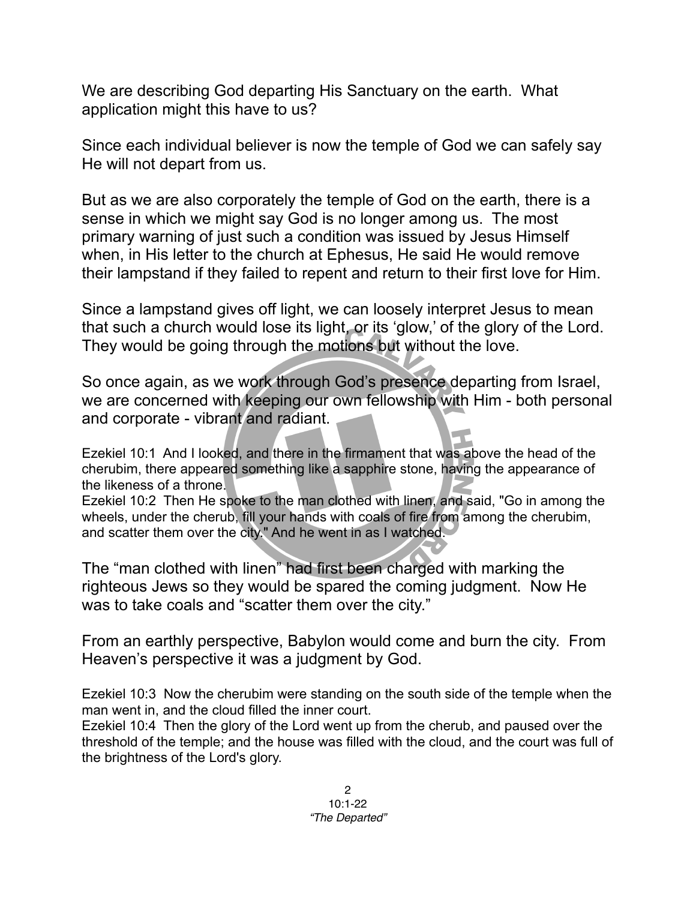We are describing God departing His Sanctuary on the earth. What application might this have to us?

Since each individual believer is now the temple of God we can safely say He will not depart from us.

But as we are also corporately the temple of God on the earth, there is a sense in which we might say God is no longer among us. The most primary warning of just such a condition was issued by Jesus Himself when, in His letter to the church at Ephesus, He said He would remove their lampstand if they failed to repent and return to their first love for Him.

Since a lampstand gives off light, we can loosely interpret Jesus to mean that such a church would lose its light, or its 'glow,' of the glory of the Lord. They would be going through the motions but without the love.

So once again, as we work through God's presence departing from Israel, we are concerned with keeping our own fellowship with Him - both personal and corporate - vibrant and radiant.

Ezekiel 10:1 And I looked, and there in the firmament that was above the head of the cherubim, there appeared something like a sapphire stone, having the appearance of the likeness of a throne.
Ezekiel 10:2 Then He spoke to the man clothed with linen, and said, "Go in among the wheels, under the cherub, fill your hands with coals of fire from among the cherubim, and scatter them over the city." And he went in as I watched.

The "man clothed with linen" had first been charged with marking the righteous Jews so they would be spared the coming judgment. Now He was to take coals and "scatter them over the city."

From an earthly perspective, Babylon would come and burn the city. From Heaven's perspective it was a judgment by God.

Ezekiel 10:3 Now the cherubim were standing on the south side of the temple when the man went in, and the cloud filled the inner court.
Ezekiel 10:4 Then the glory of the Lord went up from the cherub, and paused over the threshold of the temple; and the house was filled with the cloud, and the court was full of the brightness of the Lord's glory.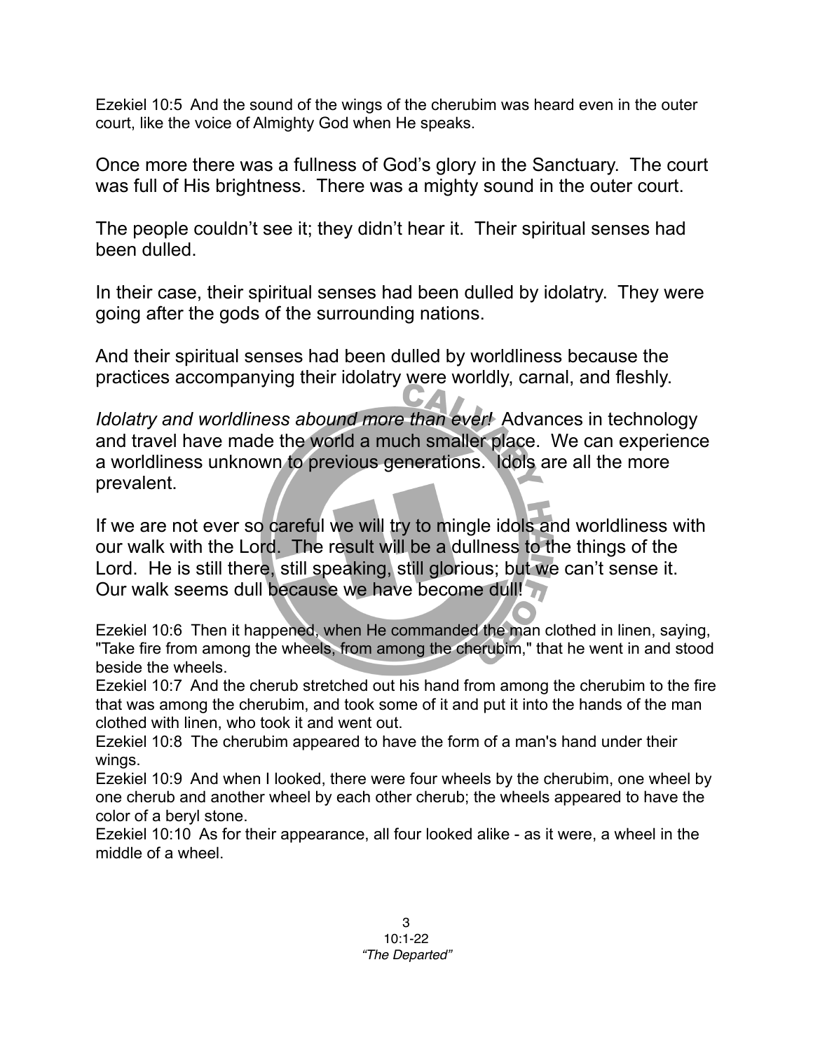Ezekiel 10:5 And the sound of the wings of the cherubim was heard even in the outer court, like the voice of Almighty God when He speaks.

Once more there was a fullness of God's glory in the Sanctuary. The court was full of His brightness. There was a mighty sound in the outer court.

The people couldn't see it; they didn't hear it. Their spiritual senses had been dulled.

In their case, their spiritual senses had been dulled by idolatry. They were going after the gods of the surrounding nations.

And their spiritual senses had been dulled by worldliness because the practices accompanying their idolatry were worldly, carnal, and fleshly.

*Idolatry and worldliness abound more than ever!* Advances in technology and travel have made the world a much smaller place. We can experience a worldliness unknown to previous generations. Idols are all the more prevalent.

If we are not ever so careful we will try to mingle idols and worldliness with our walk with the Lord. The result will be a dullness to the things of the Lord. He is still there, still speaking, still glorious; but we can't sense it. Our walk seems dull because we have become dull!

Ezekiel 10:6 Then it happened, when He commanded the man clothed in linen, saying, "Take fire from among the wheels, from among the cherubim," that he went in and stood beside the wheels.
Ezekiel 10:7 And the cherub stretched out his hand from among the cherubim to the fire that was among the cherubim, and took some of it and put it into the hands of the man clothed with linen, who took it and went out.
Ezekiel 10:8 The cherubim appeared to have the form of a man's hand under their wings.
Ezekiel 10:9 And when I looked, there were four wheels by the cherubim, one wheel by one cherub and another wheel by each other cherub; the wheels appeared to have the color of a beryl stone.
Ezekiel 10:10 As for their appearance, all four looked alike - as it were, a wheel in the middle of a wheel.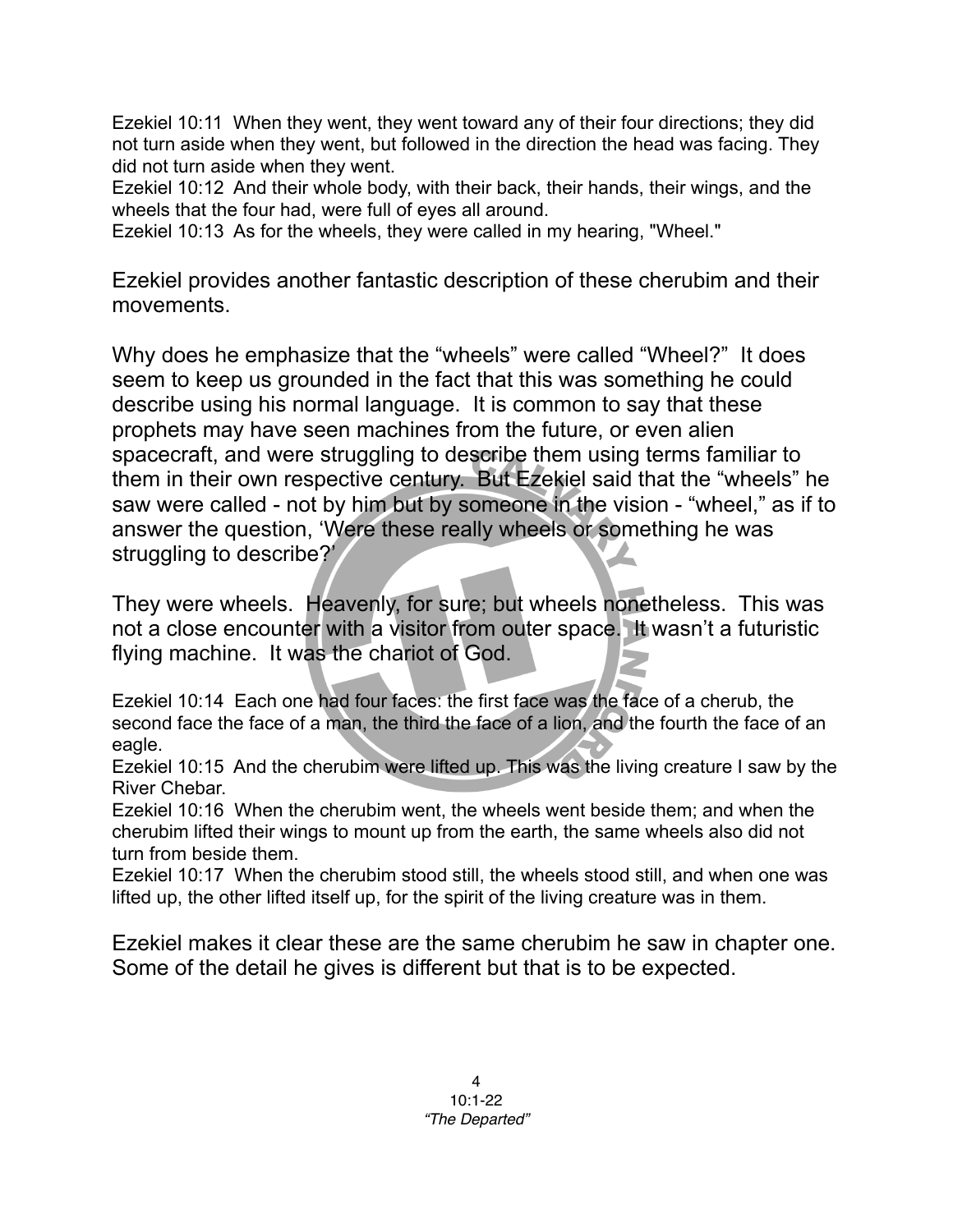Ezekiel 10:11 When they went, they went toward any of their four directions; they did not turn aside when they went, but followed in the direction the head was facing. They did not turn aside when they went.
Ezekiel 10:12 And their whole body, with their back, their hands, their wings, and the wheels that the four had, were full of eyes all around.
Ezekiel 10:13 As for the wheels, they were called in my hearing, "Wheel."

Ezekiel provides another fantastic description of these cherubim and their movements.

Why does he emphasize that the "wheels" were called "Wheel?" It does seem to keep us grounded in the fact that this was something he could describe using his normal language. It is common to say that these prophets may have seen machines from the future, or even alien spacecraft, and were struggling to describe them using terms familiar to them in their own respective century. But Ezekiel said that the "wheels" he saw were called - not by him but by someone in the vision - "wheel," as if to answer the question, 'Were these really wheels or something he was struggling to describe?'

They were wheels. Heavenly, for sure; but wheels nonetheless. This was not a close encounter with a visitor from outer space. It wasn't a futuristic flying machine. It was the chariot of God.

Ezekiel 10:14 Each one had four faces: the first face was the face of a cherub, the second face the face of a man, the third the face of a lion, and the fourth the face of an eagle.
Ezekiel 10:15 And the cherubim were lifted up. This was the living creature I saw by the River Chebar.
Ezekiel 10:16 When the cherubim went, the wheels went beside them; and when the cherubim lifted their wings to mount up from the earth, the same wheels also did not turn from beside them.
Ezekiel 10:17 When the cherubim stood still, the wheels stood still, and when one was lifted up, the other lifted itself up, for the spirit of the living creature was in them.

Ezekiel makes it clear these are the same cherubim he saw in chapter one. Some of the detail he gives is different but that is to be expected.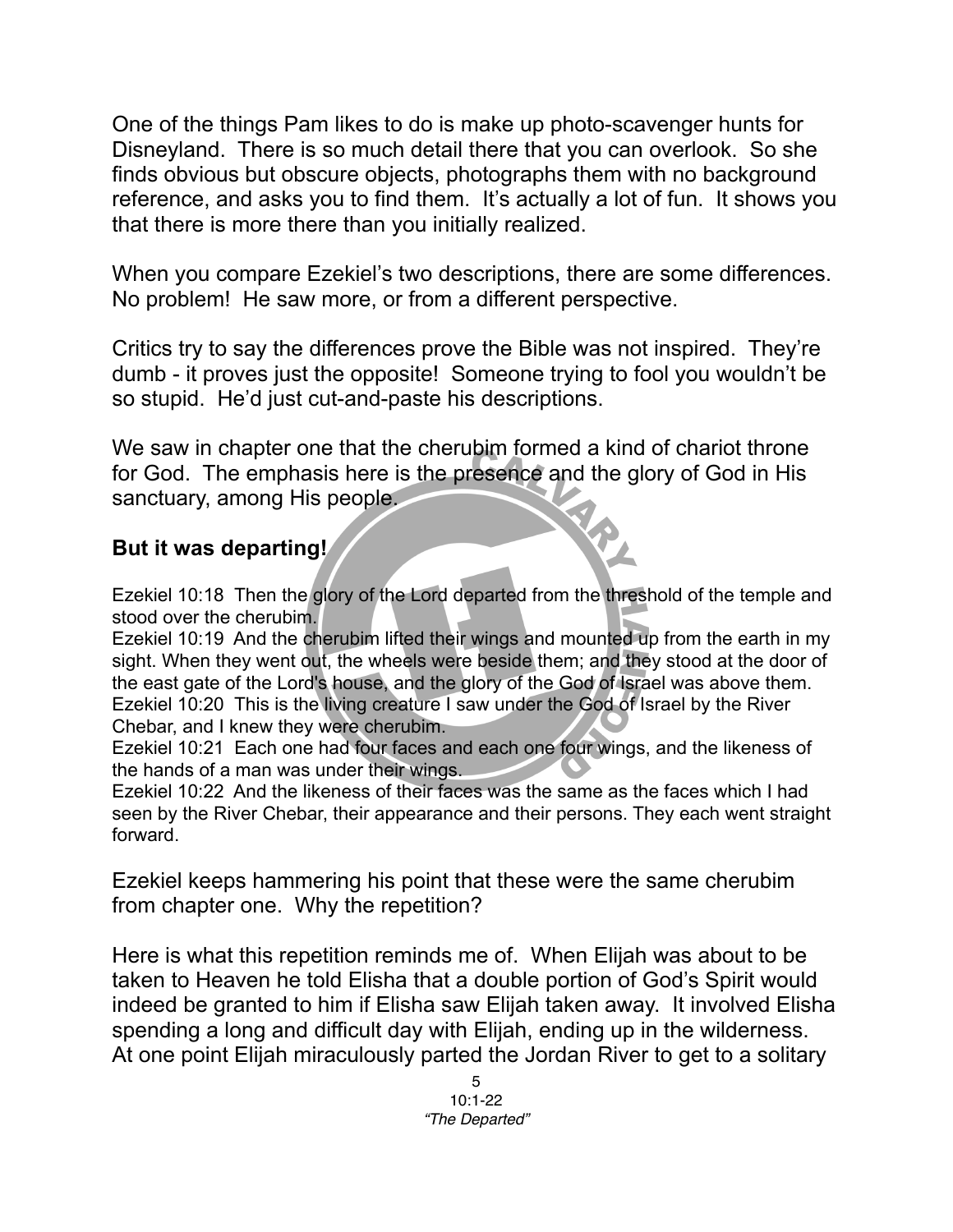One of the things Pam likes to do is make up photo-scavenger hunts for Disneyland. There is so much detail there that you can overlook. So she finds obvious but obscure objects, photographs them with no background reference, and asks you to find them. It's actually a lot of fun. It shows you that there is more there than you initially realized.

When you compare Ezekiel's two descriptions, there are some differences. No problem! He saw more, or from a different perspective.

Critics try to say the differences prove the Bible was not inspired. They're dumb - it proves just the opposite! Someone trying to fool you wouldn't be so stupid. He'd just cut-and-paste his descriptions.

We saw in chapter one that the cherubim formed a kind of chariot throne for God. The emphasis here is the presence and the glory of God in His sanctuary, among His people.

**But it was departing!**

Ezekiel 10:18 Then the glory of the Lord departed from the threshold of the temple and stood over the cherubim.
Ezekiel 10:19 And the cherubim lifted their wings and mounted up from the earth in my sight. When they went out, the wheels were beside them; and they stood at the door of the east gate of the Lord's house, and the glory of the God of Israel was above them.
Ezekiel 10:20 This is the living creature I saw under the God of Israel by the River Chebar, and I knew they were cherubim.
Ezekiel 10:21 Each one had four faces and each one four wings, and the likeness of the hands of a man was under their wings.
Ezekiel 10:22 And the likeness of their faces was the same as the faces which I had seen by the River Chebar, their appearance and their persons. They each went straight forward.

Ezekiel keeps hammering his point that these were the same cherubim from chapter one. Why the repetition?

Here is what this repetition reminds me of. When Elijah was about to be taken to Heaven he told Elisha that a double portion of God's Spirit would indeed be granted to him if Elisha saw Elijah taken away. It involved Elisha spending a long and difficult day with Elijah, ending up in the wilderness. At one point Elijah miraculously parted the Jordan River to get to a solitary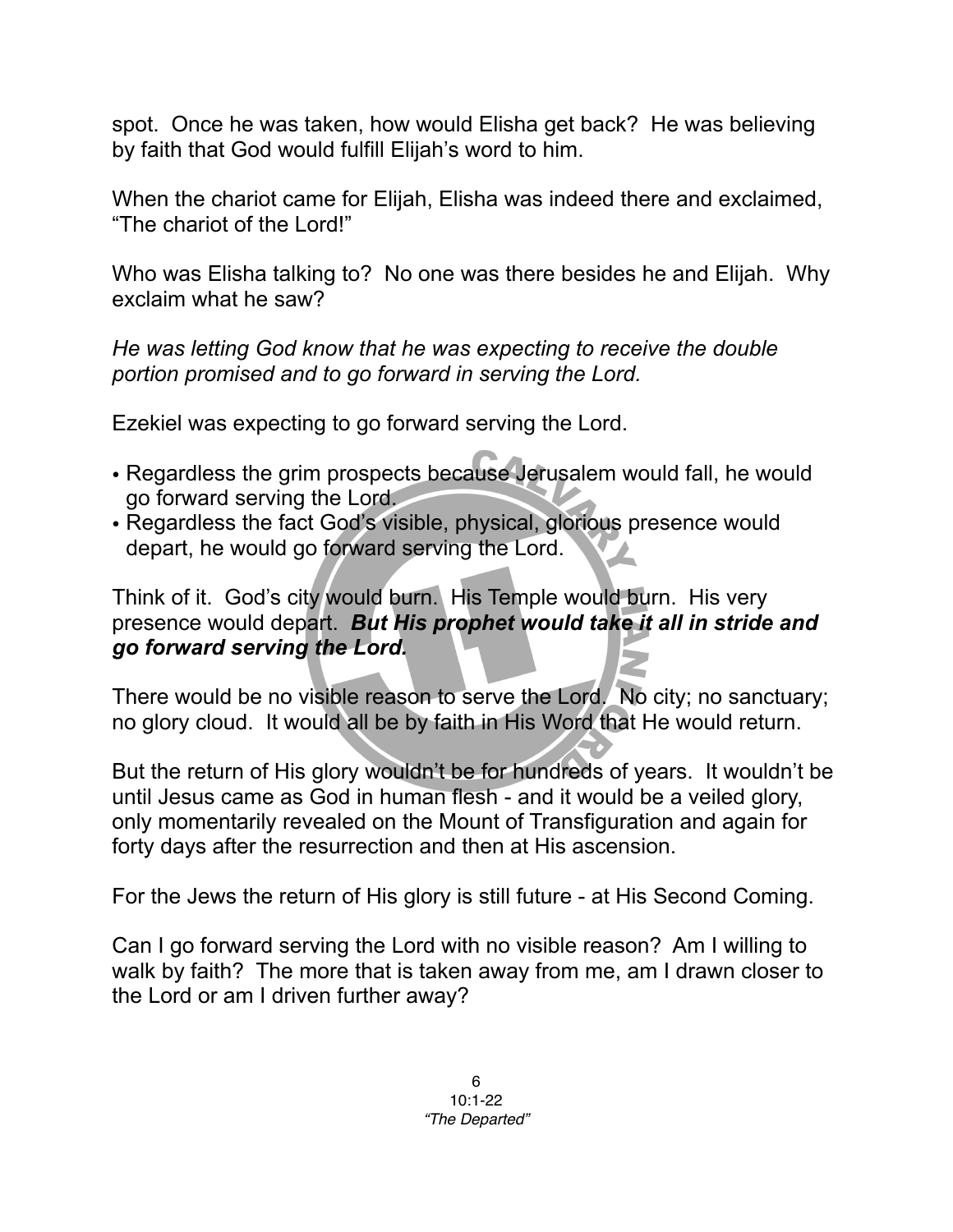spot. Once he was taken, how would Elisha get back? He was believing by faith that God would fulfill Elijah's word to him.

When the chariot came for Elijah, Elisha was indeed there and exclaimed, "The chariot of the Lord!"

Who was Elisha talking to? No one was there besides he and Elijah. Why exclaim what he saw?

*He was letting God know that he was expecting to receive the double portion promised and to go forward in serving the Lord.*

Ezekiel was expecting to go forward serving the Lord.

- Regardless the grim prospects because Jerusalem would fall, he would go forward serving the Lord.
- Regardless the fact God's visible, physical, glorious presence would depart, he would go forward serving the Lord.

Think of it. God's city would burn. His Temple would burn. His very presence would depart. ***But His prophet would take it all in stride and go forward serving the Lord.***

There would be no visible reason to serve the Lord. No city; no sanctuary; no glory cloud. It would all be by faith in His Word that He would return.

But the return of His glory wouldn't be for hundreds of years. It wouldn't be until Jesus came as God in human flesh - and it would be a veiled glory, only momentarily revealed on the Mount of Transfiguration and again for forty days after the resurrection and then at His ascension.

For the Jews the return of His glory is still future - at His Second Coming.

Can I go forward serving the Lord with no visible reason? Am I willing to walk by faith? The more that is taken away from me, am I drawn closer to the Lord or am I driven further away?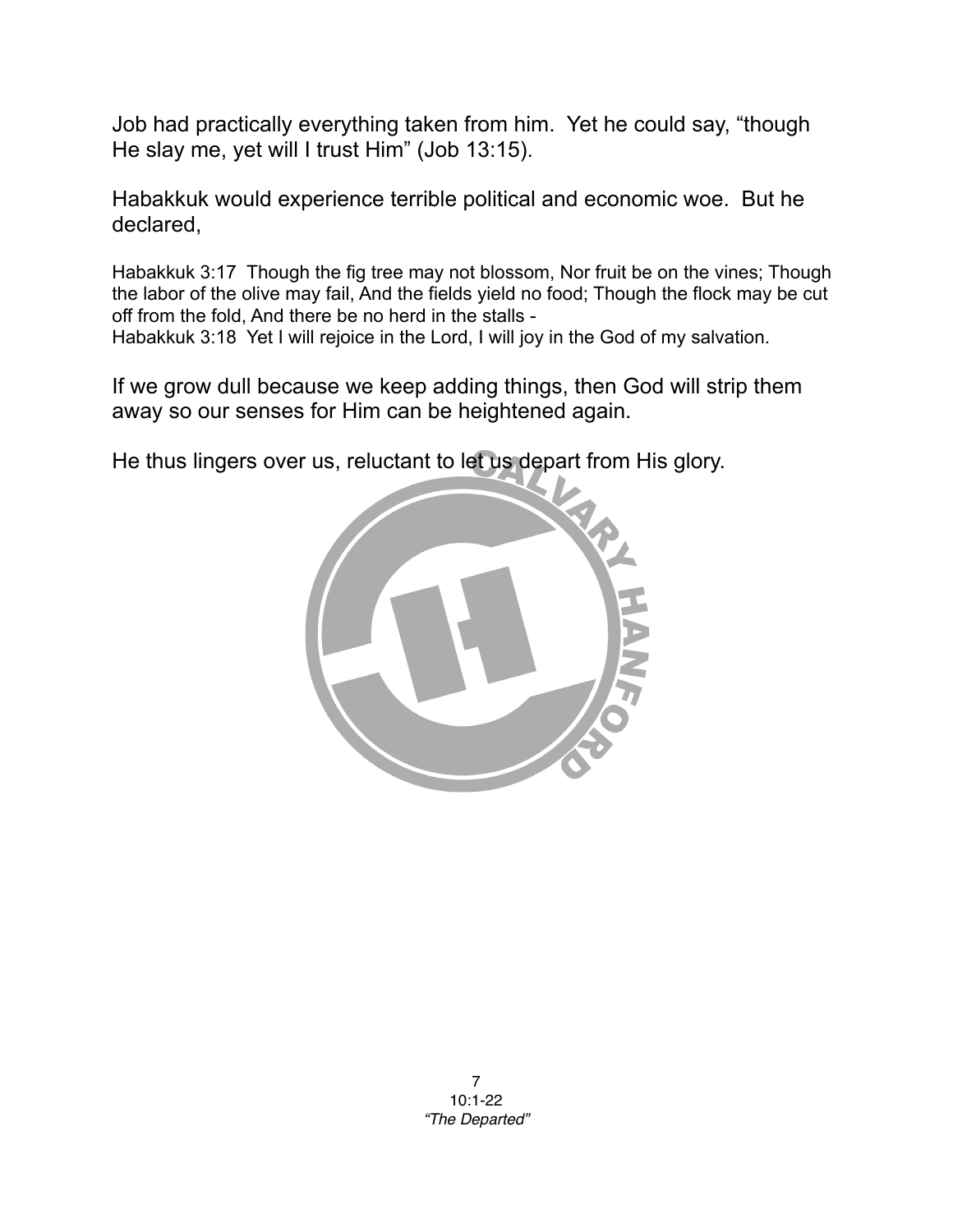Job had practically everything taken from him. Yet he could say, "though He slay me, yet will I trust Him" (Job 13:15).

Habakkuk would experience terrible political and economic woe. But he declared,

Habakkuk 3:17 Though the fig tree may not blossom, Nor fruit be on the vines; Though the labor of the olive may fail, And the fields yield no food; Though the flock may be cut off from the fold, And there be no herd in the stalls -
Habakkuk 3:18 Yet I will rejoice in the Lord, I will joy in the God of my salvation.

If we grow dull because we keep adding things, then God will strip them away so our senses for Him can be heightened again.

He thus lingers over us, reluctant to let us depart from His glory.